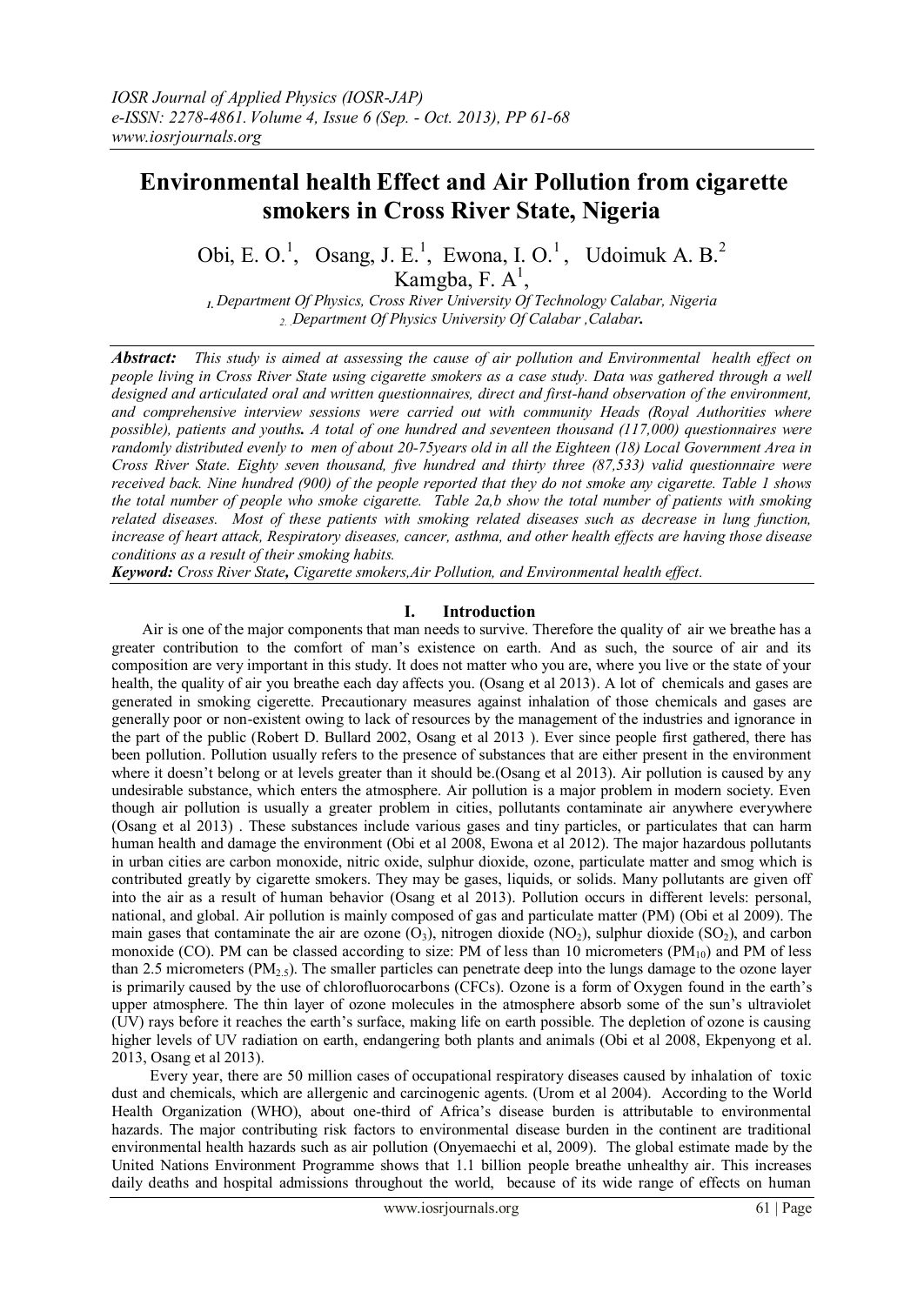# Environmental health Effect and Air Pollution from cigarette smokers in Cross River State, Nigeria

Obi, E. O.[1], Osang, J. E.[1], Ewona, I. O.[1], Udoimuk A. B.[2] Kamgba, F. A[1],

[1] Department Of Physics, Cross River University Of Technology Calabar, Nigeria
[2] Department Of Physics University Of Calabar ,Calabar.

***Abstract:*** *This study is aimed at assessing the cause of air pollution and Environmental health effect on people living in Cross River State using cigarette smokers as a case study. Data was gathered through a well designed and articulated oral and written questionnaires, direct and first-hand observation of the environment, and comprehensive interview sessions were carried out with community Heads (Royal Authorities where possible), patients and youths. A total of one hundred and seventeen thousand (117,000) questionnaires were randomly distributed evenly to men of about 20-75years old in all the Eighteen (18) Local Government Area in Cross River State. Eighty seven thousand, five hundred and thirty three (87,533) valid questionnaire were received back. Nine hundred (900) of the people reported that they do not smoke any cigarette. Table 1 shows the total number of people who smoke cigarette. Table 2a,b show the total number of patients with smoking related diseases. Most of these patients with smoking related diseases such as decrease in lung function, increase of heart attack, Respiratory diseases, cancer, asthma, and other health effects are having those disease conditions as a result of their smoking habits.*

***Keyword:*** *Cross River State, Cigarette smokers, Air Pollution, and Environmental health effect.*

## I. Introduction

Air is one of the major components that man needs to survive. Therefore the quality of air we breathe has a greater contribution to the comfort of man's existence on earth. And as such, the source of air and its composition are very important in this study. It does not matter who you are, where you live or the state of your health, the quality of air you breathe each day affects you. (Osang et al 2013). A lot of chemicals and gases are generated in smoking cigerette. Precautionary measures against inhalation of those chemicals and gases are generally poor or non-existent owing to lack of resources by the management of the industries and ignorance in the part of the public (Robert D. Bullard 2002, Osang et al 2013 ). Ever since people first gathered, there has been pollution. Pollution usually refers to the presence of substances that are either present in the environment where it doesn't belong or at levels greater than it should be.(Osang et al 2013). Air pollution is caused by any undesirable substance, which enters the atmosphere. Air pollution is a major problem in modern society. Even though air pollution is usually a greater problem in cities, pollutants contaminate air anywhere everywhere (Osang et al 2013) . These substances include various gases and tiny particles, or particulates that can harm human health and damage the environment (Obi et al 2008, Ewona et al 2012). The major hazardous pollutants in urban cities are carbon monoxide, nitric oxide, sulphur dioxide, ozone, particulate matter and smog which is contributed greatly by cigarette smokers. They may be gases, liquids, or solids. Many pollutants are given off into the air as a result of human behavior (Osang et al 2013). Pollution occurs in different levels: personal, national, and global. Air pollution is mainly composed of gas and particulate matter (PM) (Obi et al 2009). The main gases that contaminate the air are ozone ($O_3$), nitrogen dioxide ($NO_2$), sulphur dioxide ($SO_2$), and carbon monoxide (CO). PM can be classed according to size: PM of less than 10 micrometers ($PM_{10}$) and PM of less than 2.5 micrometers ($PM_{2.5}$). The smaller particles can penetrate deep into the lungs damage to the ozone layer is primarily caused by the use of chlorofluorocarbons (CFCs). Ozone is a form of Oxygen found in the earth's upper atmosphere. The thin layer of ozone molecules in the atmosphere absorb some of the sun's ultraviolet (UV) rays before it reaches the earth's surface, making life on earth possible. The depletion of ozone is causing higher levels of UV radiation on earth, endangering both plants and animals (Obi et al 2008, Ekpenyong et al. 2013, Osang et al 2013).

Every year, there are 50 million cases of occupational respiratory diseases caused by inhalation of toxic dust and chemicals, which are allergenic and carcinogenic agents. (Urom et al 2004). According to the World Health Organization (WHO), about one-third of Africa's disease burden is attributable to environmental hazards. The major contributing risk factors to environmental disease burden in the continent are traditional environmental health hazards such as air pollution (Onyemaechi et al, 2009). The global estimate made by the United Nations Environment Programme shows that 1.1 billion people breathe unhealthy air. This increases daily deaths and hospital admissions throughout the world, because of its wide range of effects on human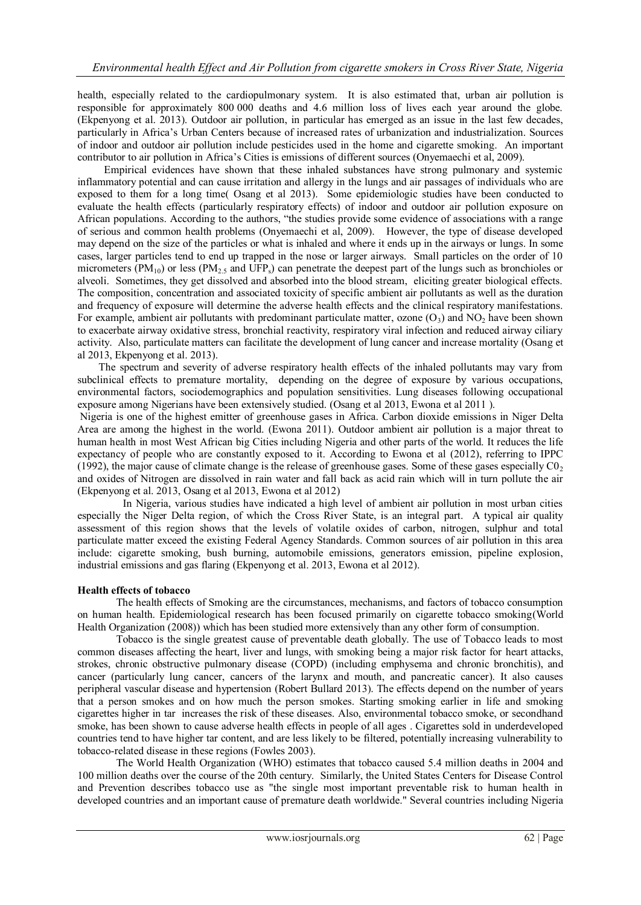health, especially related to the cardiopulmonary system. It is also estimated that, urban air pollution is responsible for approximately 800 000 deaths and 4.6 million loss of lives each year around the globe. (Ekpenyong et al. 2013). Outdoor air pollution, in particular has emerged as an issue in the last few decades, particularly in Africa's Urban Centers because of increased rates of urbanization and industrialization. Sources of indoor and outdoor air pollution include pesticides used in the home and cigarette smoking. An important contributor to air pollution in Africa's Cities is emissions of different sources (Onyemaechi et al, 2009).

Empirical evidences have shown that these inhaled substances have strong pulmonary and systemic inflammatory potential and can cause irritation and allergy in the lungs and air passages of individuals who are exposed to them for a long time( Osang et al 2013). Some epidemiologic studies have been conducted to evaluate the health effects (particularly respiratory effects) of indoor and outdoor air pollution exposure on African populations. According to the authors, "the studies provide some evidence of associations with a range of serious and common health problems (Onyemaechi et al, 2009). However, the type of disease developed may depend on the size of the particles or what is inhaled and where it ends up in the airways or lungs. In some cases, larger particles tend to end up trapped in the nose or larger airways. Small particles on the order of 10 micrometers ($PM_{10}$) or less ($PM_{2.5}$ and $UFP_s$) can penetrate the deepest part of the lungs such as bronchioles or alveoli. Sometimes, they get dissolved and absorbed into the blood stream, eliciting greater biological effects. The composition, concentration and associated toxicity of specific ambient air pollutants as well as the duration and frequency of exposure will determine the adverse health effects and the clinical respiratory manifestations. For example, ambient air pollutants with predominant particulate matter, ozone ($O_3$) and $NO_2$ have been shown to exacerbate airway oxidative stress, bronchial reactivity, respiratory viral infection and reduced airway ciliary activity. Also, particulate matters can facilitate the development of lung cancer and increase mortality (Osang et al 2013, Ekpenyong et al. 2013).

The spectrum and severity of adverse respiratory health effects of the inhaled pollutants may vary from subclinical effects to premature mortality, depending on the degree of exposure by various occupations, environmental factors, sociodemographics and population sensitivities. Lung diseases following occupational exposure among Nigerians have been extensively studied. (Osang et al 2013, Ewona et al 2011 ).

Nigeria is one of the highest emitter of greenhouse gases in Africa. Carbon dioxide emissions in Niger Delta Area are among the highest in the world. (Ewona 2011). Outdoor ambient air pollution is a major threat to human health in most West African big Cities including Nigeria and other parts of the world. It reduces the life expectancy of people who are constantly exposed to it. According to Ewona et al (2012), referring to IPPC (1992), the major cause of climate change is the release of greenhouse gases. Some of these gases especially $C0_2$ and oxides of Nitrogen are dissolved in rain water and fall back as acid rain which will in turn pollute the air (Ekpenyong et al. 2013, Osang et al 2013, Ewona et al 2012)

In Nigeria, various studies have indicated a high level of ambient air pollution in most urban cities especially the Niger Delta region, of which the Cross River State, is an integral part. A typical air quality assessment of this region shows that the levels of volatile oxides of carbon, nitrogen, sulphur and total particulate matter exceed the existing Federal Agency Standards. Common sources of air pollution in this area include: cigarette smoking, bush burning, automobile emissions, generators emission, pipeline explosion, industrial emissions and gas flaring (Ekpenyong et al. 2013, Ewona et al 2012).

**Health effects of tobacco**

The health effects of Smoking are the circumstances, mechanisms, and factors of tobacco consumption on human health. Epidemiological research has been focused primarily on cigarette tobacco smoking(World Health Organization (2008)) which has been studied more extensively than any other form of consumption.

Tobacco is the single greatest cause of preventable death globally. The use of Tobacco leads to most common diseases affecting the heart, liver and lungs, with smoking being a major risk factor for heart attacks, strokes, chronic obstructive pulmonary disease (COPD) (including emphysema and chronic bronchitis), and cancer (particularly lung cancer, cancers of the larynx and mouth, and pancreatic cancer). It also causes peripheral vascular disease and hypertension (Robert Bullard 2013). The effects depend on the number of years that a person smokes and on how much the person smokes. Starting smoking earlier in life and smoking cigarettes higher in tar increases the risk of these diseases. Also, environmental tobacco smoke, or secondhand smoke, has been shown to cause adverse health effects in people of all ages . Cigarettes sold in underdeveloped countries tend to have higher tar content, and are less likely to be filtered, potentially increasing vulnerability to tobacco-related disease in these regions (Fowles 2003).

The World Health Organization (WHO) estimates that tobacco caused 5.4 million deaths in 2004 and 100 million deaths over the course of the 20th century. Similarly, the United States Centers for Disease Control and Prevention describes tobacco use as "the single most important preventable risk to human health in developed countries and an important cause of premature death worldwide." Several countries including Nigeria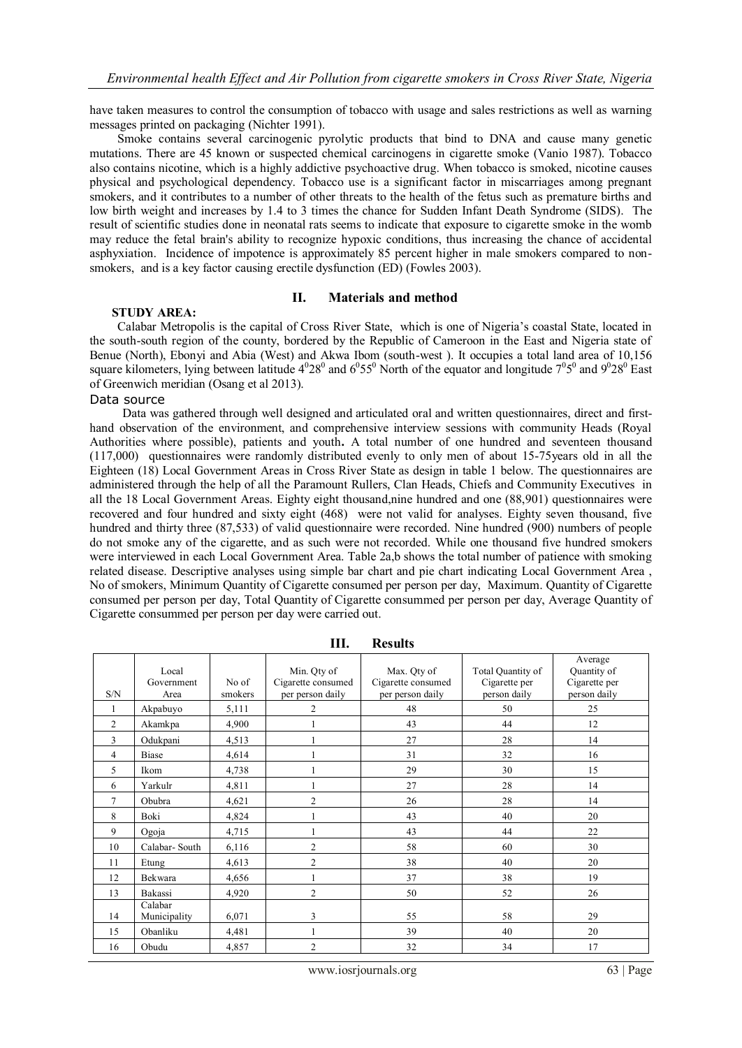have taken measures to control the consumption of tobacco with usage and sales restrictions as well as warning messages printed on packaging (Nichter 1991).

Smoke contains several carcinogenic pyrolytic products that bind to DNA and cause many genetic mutations. There are 45 known or suspected chemical carcinogens in cigarette smoke (Vanio 1987). Tobacco also contains nicotine, which is a highly addictive psychoactive drug. When tobacco is smoked, nicotine causes physical and psychological dependency. Tobacco use is a significant factor in miscarriages among pregnant smokers, and it contributes to a number of other threats to the health of the fetus such as premature births and low birth weight and increases by 1.4 to 3 times the chance for Sudden Infant Death Syndrome (SIDS). The result of scientific studies done in neonatal rats seems to indicate that exposure to cigarette smoke in the womb may reduce the fetal brain's ability to recognize hypoxic conditions, thus increasing the chance of accidental asphyxiation. Incidence of impotence is approximately 85 percent higher in male smokers compared to non-smokers, and is a key factor causing erectile dysfunction (ED) (Fowles 2003).

## II. Materials and method

**STUDY AREA:**

Calabar Metropolis is the capital of Cross River State, which is one of Nigeria's coastal State, located in the south-south region of the county, bordered by the Republic of Cameroon in the East and Nigeria state of Benue (North), Ebonyi and Abia (West) and Akwa Ibom (south-west ). It occupies a total land area of 10,156 square kilometers, lying between latitude $4^0 28^0$ and $6^0 55^0$ North of the equator and longitude $7^0 5^0$ and $9^0 28^0$ East of Greenwich meridian (Osang et al 2013).

### Data source

Data was gathered through well designed and articulated oral and written questionnaires, direct and first-hand observation of the environment, and comprehensive interview sessions with community Heads (Royal Authorities where possible), patients and youth**.** A total number of one hundred and seventeen thousand (117,000) questionnaires were randomly distributed evenly to only men of about 15-75years old in all the Eighteen (18) Local Government Areas in Cross River State as design in table 1 below. The questionnaires are administered through the help of all the Paramount Rullers, Clan Heads, Chiefs and Community Executives in all the 18 Local Government Areas. Eighty eight thousand,nine hundred and one (88,901) questionnaires were recovered and four hundred and sixty eight (468) were not valid for analyses. Eighty seven thousand, five hundred and thirty three (87,533) of valid questionnaire were recorded. Nine hundred (900) numbers of people do not smoke any of the cigarette, and as such were not recorded. While one thousand five hundred smokers were interviewed in each Local Government Area. Table 2a,b shows the total number of patience with smoking related disease. Descriptive analyses using simple bar chart and pie chart indicating Local Government Area , No of smokers, Minimum Quantity of Cigarette consumed per person per day, Maximum. Quantity of Cigarette consumed per person per day, Total Quantity of Cigarette consummed per person per day, Average Quantity of Cigarette consummed per person per day were carried out.

## III. Results

| S/N | Local Government Area | No of smokers | Min. Qty of Cigarette consumed per person daily | Max. Qty of Cigarette consumed per person daily | Total Quantity of Cigarette per person daily | Average Quantity of Cigarette per person daily |
|---|---|---|---|---|---|---|
| 1 | Akpabuyo | 5,111 | 2 | 48 | 50 | 25 |
| 2 | Akamkpa | 4,900 | 1 | 43 | 44 | 12 |
| 3 | Odukpani | 4,513 | 1 | 27 | 28 | 14 |
| 4 | Biase | 4,614 | 1 | 31 | 32 | 16 |
| 5 | Ikom | 4,738 | 1 | 29 | 30 | 15 |
| 6 | Yarkulr | 4,811 | 1 | 27 | 28 | 14 |
| 7 | Obubra | 4,621 | 2 | 26 | 28 | 14 |
| 8 | Boki | 4,824 | 1 | 43 | 40 | 20 |
| 9 | Ogoja | 4,715 | 1 | 43 | 44 | 22 |
| 10 | Calabar- South | 6,116 | 2 | 58 | 60 | 30 |
| 11 | Etung | 4,613 | 2 | 38 | 40 | 20 |
| 12 | Bekwara | 4,656 | 1 | 37 | 38 | 19 |
| 13 | Bakassi | 4,920 | 2 | 50 | 52 | 26 |
| 14 | Calabar Municipality | 6,071 | 3 | 55 | 58 | 29 |
| 15 | Obanliku | 4,481 | 1 | 39 | 40 | 20 |
| 16 | Obudu | 4,857 | 2 | 32 | 34 | 17 |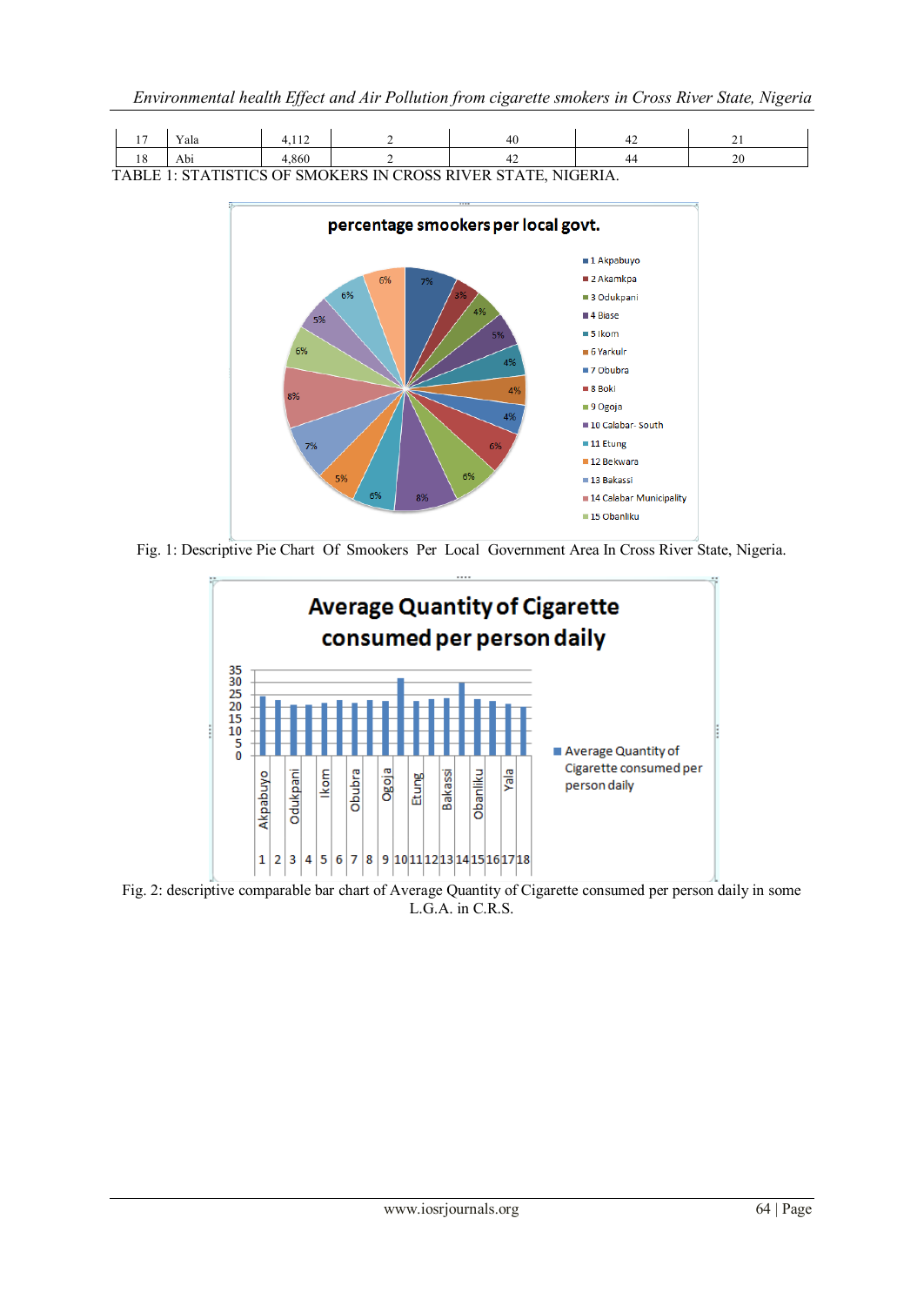| 17 | Yala | 4,112 | 2 | 40 | 42 | 21 |
|---|---|---|---|---|---|---|
| 18 | Abi | 4,860 | 2 | 42 | 44 | 20 |

TABLE 1: STATISTICS OF SMOKERS IN CROSS RIVER STATE, NIGERIA.

Fig. 1: Descriptive Pie Chart Of Smookers Per Local Government Area In Cross River State, Nigeria.

Fig. 2: descriptive comparable bar chart of Average Quantity of Cigarette consumed per person daily in some L.G.A. in C.R.S.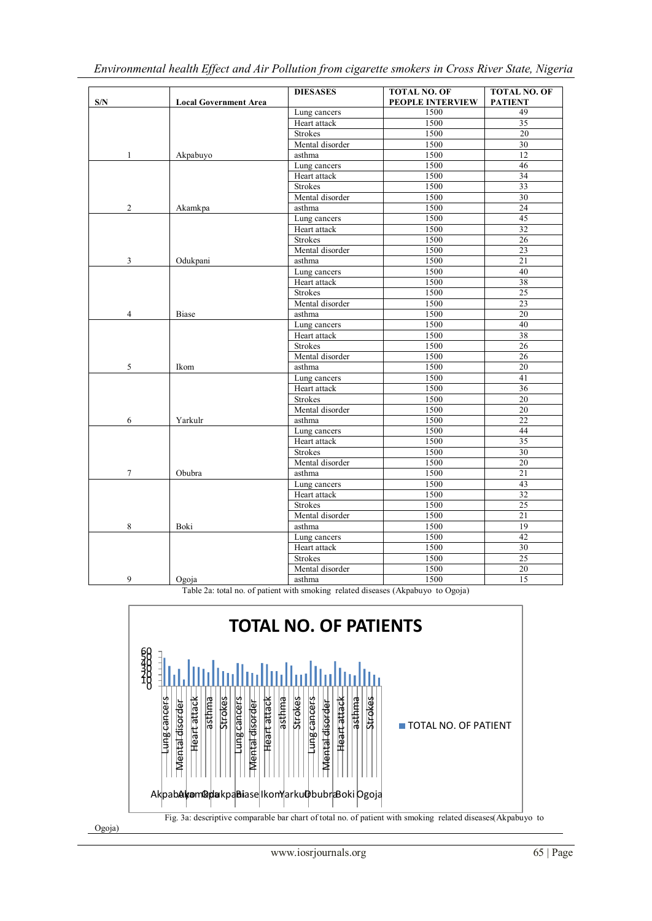| S/N | Local Government Area | DIESASES | TOTAL NO. OF PEOPLE INTERVIEW | TOTAL NO. OF PATIENT |
|---|---|---|---|---|
| | | Lung cancers | 1500 | 49 |
| | | Heart attack | 1500 | 35 |
| | | Strokes | 1500 | 20 |
| | | Mental disorder | 1500 | 30 |
| 1 | Akpabuyo | asthma | 1500 | 12 |
| | | Lung cancers | 1500 | 46 |
| | | Heart attack | 1500 | 34 |
| | | Strokes | 1500 | 33 |
| | | Mental disorder | 1500 | 30 |
| 2 | Akamkpa | asthma | 1500 | 24 |
| | | Lung cancers | 1500 | 45 |
| | | Heart attack | 1500 | 32 |
| | | Strokes | 1500 | 26 |
| | | Mental disorder | 1500 | 23 |
| 3 | Odukpani | asthma | 1500 | 21 |
| | | Lung cancers | 1500 | 40 |
| | | Heart attack | 1500 | 38 |
| | | Strokes | 1500 | 25 |
| | | Mental disorder | 1500 | 23 |
| 4 | Biase | asthma | 1500 | 20 |
| | | Lung cancers | 1500 | 40 |
| | | Heart attack | 1500 | 38 |
| | | Strokes | 1500 | 26 |
| | | Mental disorder | 1500 | 26 |
| 5 | Ikom | asthma | 1500 | 20 |
| | | Lung cancers | 1500 | 41 |
| | | Heart attack | 1500 | 36 |
| | | Strokes | 1500 | 20 |
| | | Mental disorder | 1500 | 20 |
| 6 | Yarkulr | asthma | 1500 | 22 |
| | | Lung cancers | 1500 | 44 |
| | | Heart attack | 1500 | 35 |
| | | Strokes | 1500 | 30 |
| | | Mental disorder | 1500 | 20 |
| 7 | Obubra | asthma | 1500 | 21 |
| | | Lung cancers | 1500 | 43 |
| | | Heart attack | 1500 | 32 |
| | | Strokes | 1500 | 25 |
| | | Mental disorder | 1500 | 21 |
| 8 | Boki | asthma | 1500 | 19 |
| | | Lung cancers | 1500 | 42 |
| | | Heart attack | 1500 | 30 |
| | | Strokes | 1500 | 25 |
| | | Mental disorder | 1500 | 20 |
| 9 | Ogoja | asthma | 1500 | 15 |

Table 2a: total no. of patient with smoking related diseases (Akpabuyo to Ogoja)

Fig. 3a: descriptive comparable bar chart of total no. of patient with smoking related diseases(Akpabuyo to Ogoja)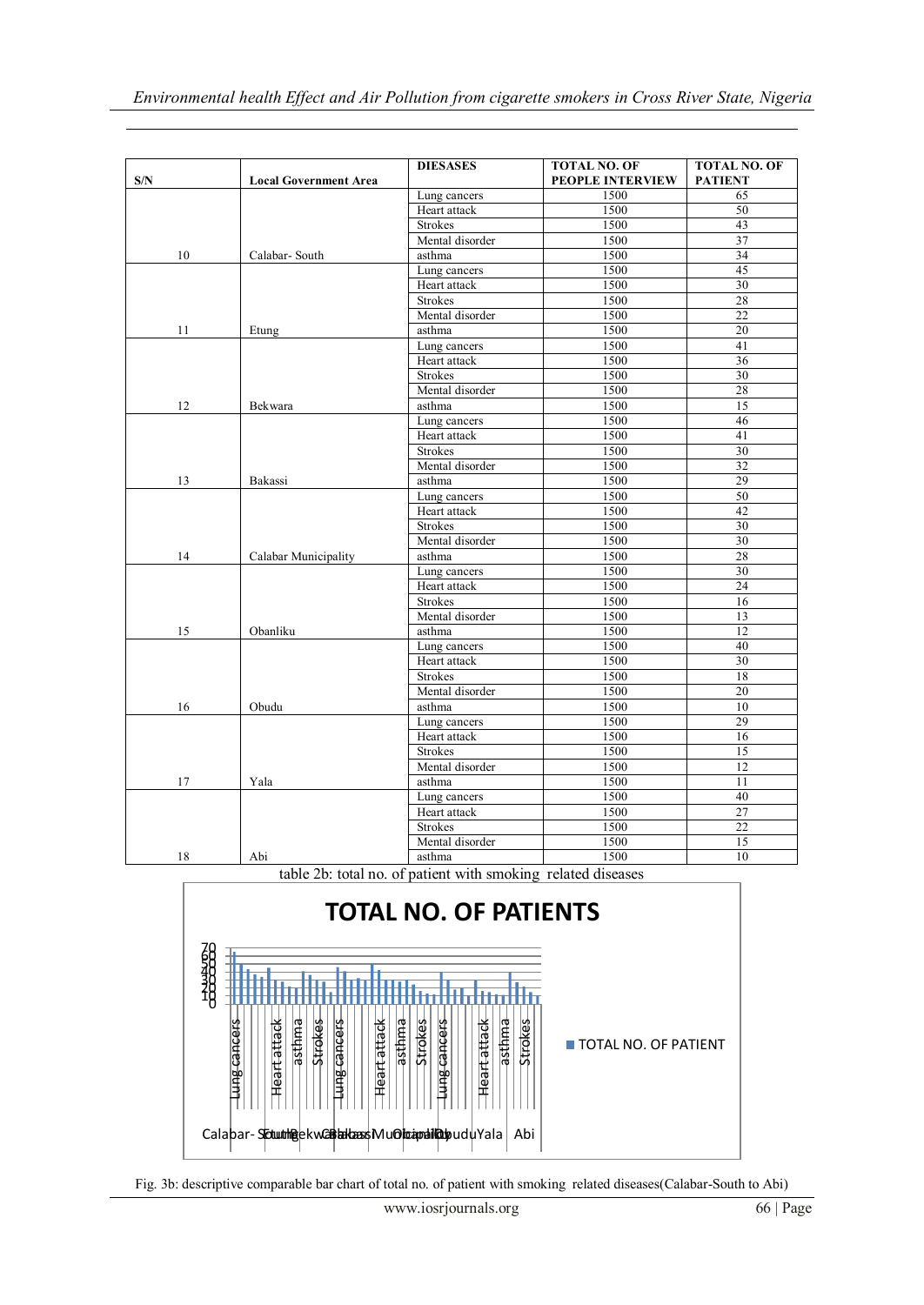| S/N | Local Government Area | DIESASES | TOTAL NO. OF PEOPLE INTERVIEW | TOTAL NO. OF PATIENT |
|---|---|---|---|---|
| | | Lung cancers | 1500 | 65 |
| | | Heart attack | 1500 | 50 |
| | | Strokes | 1500 | 43 |
| | | Mental disorder | 1500 | 37 |
| 10 | Calabar- South | asthma | 1500 | 34 |
| | | Lung cancers | 1500 | 45 |
| | | Heart attack | 1500 | 30 |
| | | Strokes | 1500 | 28 |
| | | Mental disorder | 1500 | 22 |
| 11 | Etung | asthma | 1500 | 20 |
| | | Lung cancers | 1500 | 41 |
| | | Heart attack | 1500 | 36 |
| | | Strokes | 1500 | 30 |
| | | Mental disorder | 1500 | 28 |
| 12 | Bekwara | asthma | 1500 | 15 |
| | | Lung cancers | 1500 | 46 |
| | | Heart attack | 1500 | 41 |
| | | Strokes | 1500 | 30 |
| | | Mental disorder | 1500 | 32 |
| 13 | Bakassi | asthma | 1500 | 29 |
| | | Lung cancers | 1500 | 50 |
| | | Heart attack | 1500 | 42 |
| | | Strokes | 1500 | 30 |
| | | Mental disorder | 1500 | 30 |
| 14 | Calabar Municipality | asthma | 1500 | 28 |
| | | Lung cancers | 1500 | 30 |
| | | Heart attack | 1500 | 24 |
| | | Strokes | 1500 | 16 |
| | | Mental disorder | 1500 | 13 |
| 15 | Obanliku | asthma | 1500 | 12 |
| | | Lung cancers | 1500 | 40 |
| | | Heart attack | 1500 | 30 |
| | | Strokes | 1500 | 18 |
| | | Mental disorder | 1500 | 20 |
| 16 | Obudu | asthma | 1500 | 10 |
| | | Lung cancers | 1500 | 29 |
| | | Heart attack | 1500 | 16 |
| | | Strokes | 1500 | 15 |
| | | Mental disorder | 1500 | 12 |
| 17 | Yala | asthma | 1500 | 11 |
| | | Lung cancers | 1500 | 40 |
| | | Heart attack | 1500 | 27 |
| | | Strokes | 1500 | 22 |
| | | Mental disorder | 1500 | 15 |
| 18 | Abi | asthma | 1500 | 10 |

table 2b: total no. of patient with smoking related diseases

Fig. 3b: descriptive comparable bar chart of total no. of patient with smoking related diseases(Calabar-South to Abi)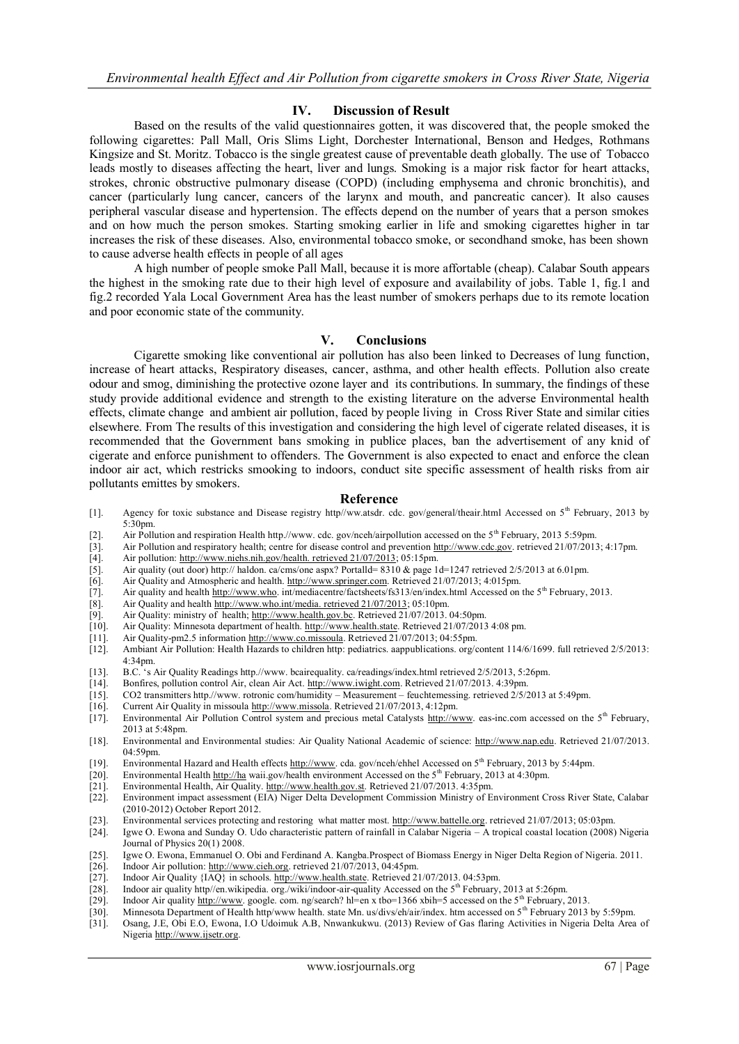## IV. Discussion of Result

Based on the results of the valid questionnaires gotten, it was discovered that, the people smoked the following cigarettes: Pall Mall, Oris Slims Light, Dorchester International, Benson and Hedges, Rothmans Kingsize and St. Moritz. Tobacco is the single greatest cause of preventable death globally. The use of Tobacco leads mostly to diseases affecting the heart, liver and lungs. Smoking is a major risk factor for heart attacks, strokes, chronic obstructive pulmonary disease (COPD) (including emphysema and chronic bronchitis), and cancer (particularly lung cancer, cancers of the larynx and mouth, and pancreatic cancer). It also causes peripheral vascular disease and hypertension. The effects depend on the number of years that a person smokes and on how much the person smokes. Starting smoking earlier in life and smoking cigarettes higher in tar increases the risk of these diseases. Also, environmental tobacco smoke, or secondhand smoke, has been shown to cause adverse health effects in people of all ages

A high number of people smoke Pall Mall, because it is more affortable (cheap). Calabar South appears the highest in the smoking rate due to their high level of exposure and availability of jobs. Table 1, fig.1 and fig.2 recorded Yala Local Government Area has the least number of smokers perhaps due to its remote location and poor economic state of the community.

## V. Conclusions

Cigarette smoking like conventional air pollution has also been linked to Decreases of lung function, increase of heart attacks, Respiratory diseases, cancer, asthma, and other health effects. Pollution also create odour and smog, diminishing the protective ozone layer and its contributions. In summary, the findings of these study provide additional evidence and strength to the existing literature on the adverse Environmental health effects, climate change and ambient air pollution, faced by people living in Cross River State and similar cities elsewhere. From The results of this investigation and considering the high level of cigerate related diseases, it is recommended that the Government bans smoking in publice places, ban the advertisement of any knid of cigerate and enforce punishment to offenders. The Government is also expected to enact and enforce the clean indoor air act, which restricks smooking to indoors, conduct site specific assessment of health risks from air pollutants emittes by smokers.

## Reference

[1]. Agency for toxic substance and Disease registry http//ww.atsdr. cdc. gov/general/theair.html Accessed on 5th February, 2013 by 5:30pm.
[2]. Air Pollution and respiration Health http.//www. cdc. gov/nceh/airpollution accessed on the 5th February, 2013 5:59pm.
[3]. Air Pollution and respiratory health; centre for disease control and prevention http://www.cdc.gov. retrieved 21/07/2013; 4:17pm.
[4]. Air pollution: http://www.niehs.nih.gov/health. retrieved 21/07/2013; 05:15pm.
[5]. Air quality (out door) http:// haldon. ca/cms/one aspx? Portalld= 8310 & page 1d=1247 retrieved 2/5/2013 at 6.01pm.
[6]. Air Quality and Atmospheric and health. http://www.springer.com. Retrieved 21/07/2013; 4:015pm.
[7]. Air quality and health http://www.who. int/mediacentre/factsheets/fs313/en/index.html Accessed on the 5th February, 2013.
[8]. Air Quality and health http://www.who.int/media. retrieved 21/07/2013; 05:10pm.
[9]. Air Quality: ministry of health; http://www.health.gov.bc. Retrieved 21/07/2013. 04:50pm.
[10]. Air Quality: Minnesota department of health. http://www.health.state. Retrieved 21/07/2013 4:08 pm.
[11]. Air Quality-pm2.5 information http://www.co.missoula. Retrieved 21/07/2013; 04:55pm.
[12]. Ambiant Air Pollution: Health Hazards to children http: pediatrics. aappublications. org/content 114/6/1699. full retrieved 2/5/2013: 4:34pm.
[13]. B.C. 's Air Quality Readings http.//www. bcairequality. ca/readings/index.html retrieved 2/5/2013, 5:26pm.
[14]. Bonfires, pollution control Air, clean Air Act. http://www.iwight.com. Retrieved 21/07/2013. 4:39pm.
[15]. CO2 transmitters http.//www. rotronic com/humidity – Measurement – feuchtemessing. retrieved 2/5/2013 at 5:49pm.
[16]. Current Air Quality in missoula http://www.missola. Retrieved 21/07/2013, 4:12pm.
[17]. Environmental Air Pollution Control system and precious metal Catalysts http://www. eas-inc.com accessed on the 5th February, 2013 at 5:48pm.
[18]. Environmental and Environmental studies: Air Quality National Academic of science: http://www.nap.edu. Retrieved 21/07/2013. 04:59pm.
[19]. Environmental Hazard and Health effects http://www. cda. gov/nceh/ehhel Accessed on 5th February, 2013 by 5:44pm.
[20]. Environmental Health http://ha waii.gov/health environment Accessed on the 5th February, 2013 at 4:30pm.
[21]. Environmental Health, Air Quality. http://www.health.gov.st. Retrieved 21/07/2013. 4:35pm.
[22]. Environment impact assessment (EIA) Niger Delta Development Commission Ministry of Environment Cross River State, Calabar (2010-2012) October Report 2012.
[23]. Environmental services protecting and restoring what matter most. http://www.battelle.org. retrieved 21/07/2013; 05:03pm.
[24]. Igwe O. Ewona and Sunday O. Udo characteristic pattern of rainfall in Calabar Nigeria – A tropical coastal location (2008) Nigeria Journal of Physics 20(1) 2008.
[25]. Igwe O. Ewona, Emmanuel O. Obi and Ferdinand A. Kangba.Prospect of Biomass Energy in Niger Delta Region of Nigeria. 2011.
[26]. Indoor Air pollution: http://www.cieh.org. retrieved 21/07/2013, 04:45pm.
[27]. Indoor Air Quality {IAQ} in schools. http://www.health.state. Retrieved 21/07/2013. 04:53pm.
[28]. Indoor air quality http//en.wikipedia. org./wiki/indoor-air-quality Accessed on the 5th February, 2013 at 5:26pm.
[29]. Indoor Air quality http://www. google. com. ng/search? hl=en x tbo=1366 xbih=5 accessed on the 5th February, 2013.
[30]. Minnesota Department of Health http/www health. state Mn. us/divs/eh/air/index. htm accessed on 5th February 2013 by 5:59pm.
[31]. Osang, J.E, Obi E.O, Ewona, I.O Udoimuk A.B, Nnwankukwu. (2013) Review of Gas flaring Activities in Nigeria Delta Area of Nigeria http://www.ijsetr.org.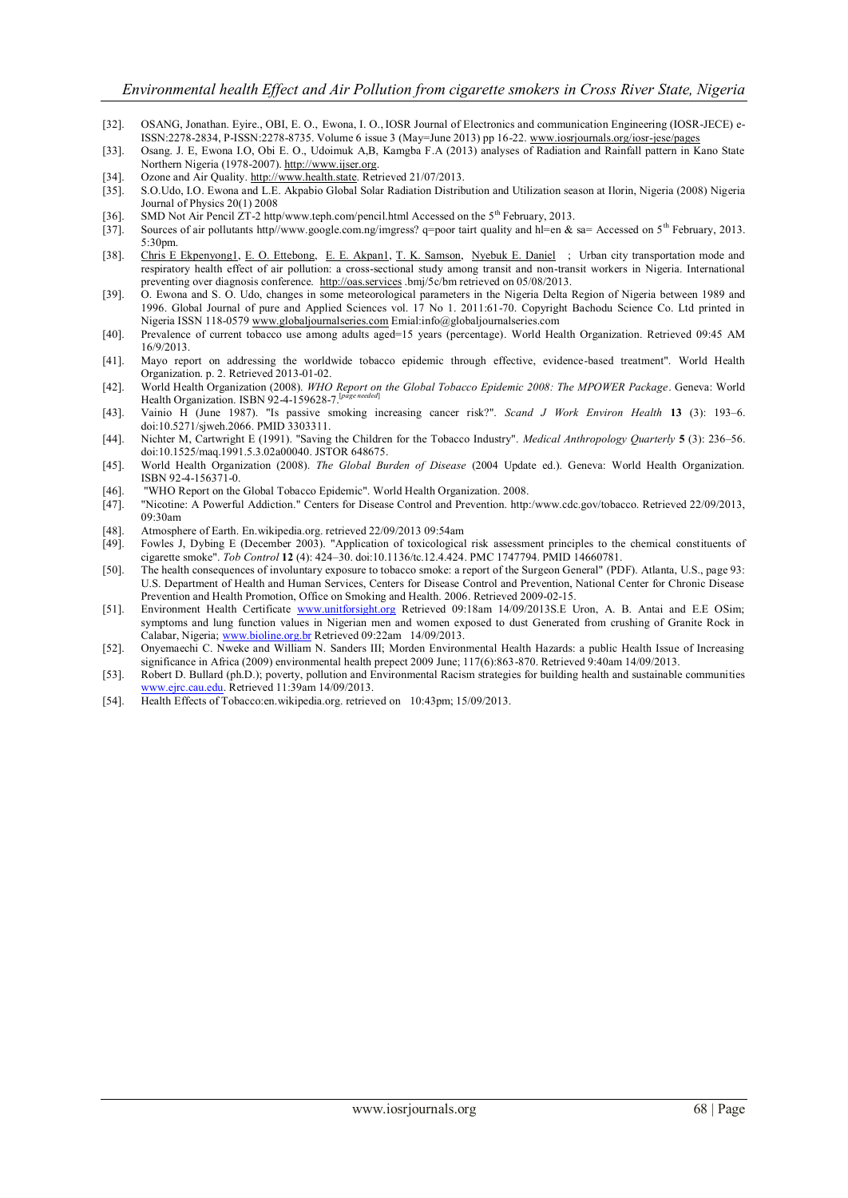[32]. OSANG, Jonathan. Eyire., OBI, E. O., Ewona, I. O., IOSR Journal of Electronics and communication Engineering (IOSR-JECE) e-ISSN:2278-2834, P-ISSN:2278-8735. Volume 6 issue 3 (May=June 2013) pp 16-22. www.iosrjournals.org/iosr-jese/pages

[33]. Osang. J. E, Ewona I.O, Obi E. O., Udoimuk A,B, Kambga F.A (2013) analyses of Radiation and Rainfall pattern in Kano State Northern Nigeria (1978-2007). http://www.ijser.org.

[34]. Ozone and Air Quality. http://www.health.state. Retrieved 21/07/2013.

[35]. S.O.Udo, I.O. Ewona and L.E. Akpabio Global Solar Radiation Distribution and Utilization season at Ilorin, Nigeria (2008) Nigeria Journal of Physics 20(1) 2008

[36]. SMD Not Air Pencil ZT-2 http/www.teph.com/pencil.html Accessed on the 5th February, 2013.

[37]. Sources of air pollutants http//www.google.com.ng/imgress? q=poor tairt quality and hl=en & sa= Accessed on 5th February, 2013. 5:30pm.

[38]. Chris E Ekpenyong1, E. O. Ettebong, E. E. Akpan1, T. K. Samson, Nyebuk E. Daniel ; Urban city transportation mode and respiratory health effect of air pollution: a cross-sectional study among transit and non-transit workers in Nigeria. International preventing over diagnosis conference. http://oas.services .bmj/5c/bm retrieved on 05/08/2013.

[39]. O. Ewona and S. O. Udo, changes in some meteorological parameters in the Nigeria Delta Region of Nigeria between 1989 and 1996. Global Journal of pure and Applied Sciences vol. 17 No 1. 2011:61-70. Copyright Bachodu Science Co. Ltd printed in Nigeria ISSN 118-0579 www.globaljournalseries.com Emial:info@globaljournalseries.com

[40]. Prevalence of current tobacco use among adults aged=15 years (percentage). World Health Organization. Retrieved 09:45 AM 16/9/2013.

[41]. Mayo report on addressing the worldwide tobacco epidemic through effective, evidence-based treatment". World Health Organization. p. 2. Retrieved 2013-01-02.

[42]. World Health Organization (2008). *WHO Report on the Global Tobacco Epidemic 2008: The MPOWER Package*. Geneva: World Health Organization. ISBN 92-4-159628-7.[page needed]

[43]. Vainio H (June 1987). "Is passive smoking increasing cancer risk?". *Scand J Work Environ Health* **13** (3): 193–6. doi:10.5271/sjweh.2066. PMID 3303311.

[44]. Nichter M, Cartwright E (1991). "Saving the Children for the Tobacco Industry". *Medical Anthropology Quarterly* **5** (3): 236–56. doi:10.1525/maq.1991.5.3.02a00040. JSTOR 648675.

[45]. World Health Organization (2008). *The Global Burden of Disease* (2004 Update ed.). Geneva: World Health Organization. ISBN 92-4-156371-0.

[46]. "WHO Report on the Global Tobacco Epidemic". World Health Organization. 2008.

[47]. "Nicotine: A Powerful Addiction." Centers for Disease Control and Prevention. http:/www.cdc.gov/tobacco. Retrieved 22/09/2013, 09:30am

[48]. Atmosphere of Earth. En.wikipedia.org. retrieved 22/09/2013 09:54am

[49]. Fowles J, Dybing E (December 2003). "Application of toxicological risk assessment principles to the chemical constituents of cigarette smoke". *Tob Control* **12** (4): 424–30. doi:10.1136/tc.12.4.424. PMC 1747794. PMID 14660781.

[50]. The health consequences of involuntary exposure to tobacco smoke: a report of the Surgeon General" (PDF). Atlanta, U.S., page 93: U.S. Department of Health and Human Services, Centers for Disease Control and Prevention, National Center for Chronic Disease Prevention and Health Promotion, Office on Smoking and Health. 2006. Retrieved 2009-02-15.

[51]. Environment Health Certificate www.unitforsight.org Retrieved 09:18am 14/09/2013S.E Uron, A. B. Antai and E.E OSim; symptoms and lung function values in Nigerian men and women exposed to dust Generated from crushing of Granite Rock in Calabar, Nigeria; www.bioline.org.br Retrieved 09:22am 14/09/2013.

[52]. Onyemaechi C. Nweke and William N. Sanders III; Morden Environmental Health Hazards: a public Health Issue of Increasing significance in Africa (2009) environmental health prepect 2009 June; 117(6):863-870. Retrieved 9:40am 14/09/2013.

[53]. Robert D. Bullard (ph.D.); poverty, pollution and Environmental Racism strategies for building health and sustainable communities www.ejrc.cau.edu. Retrieved 11:39am 14/09/2013.

[54]. Health Effects of Tobacco:en.wikipedia.org. retrieved on 10:43pm; 15/09/2013.